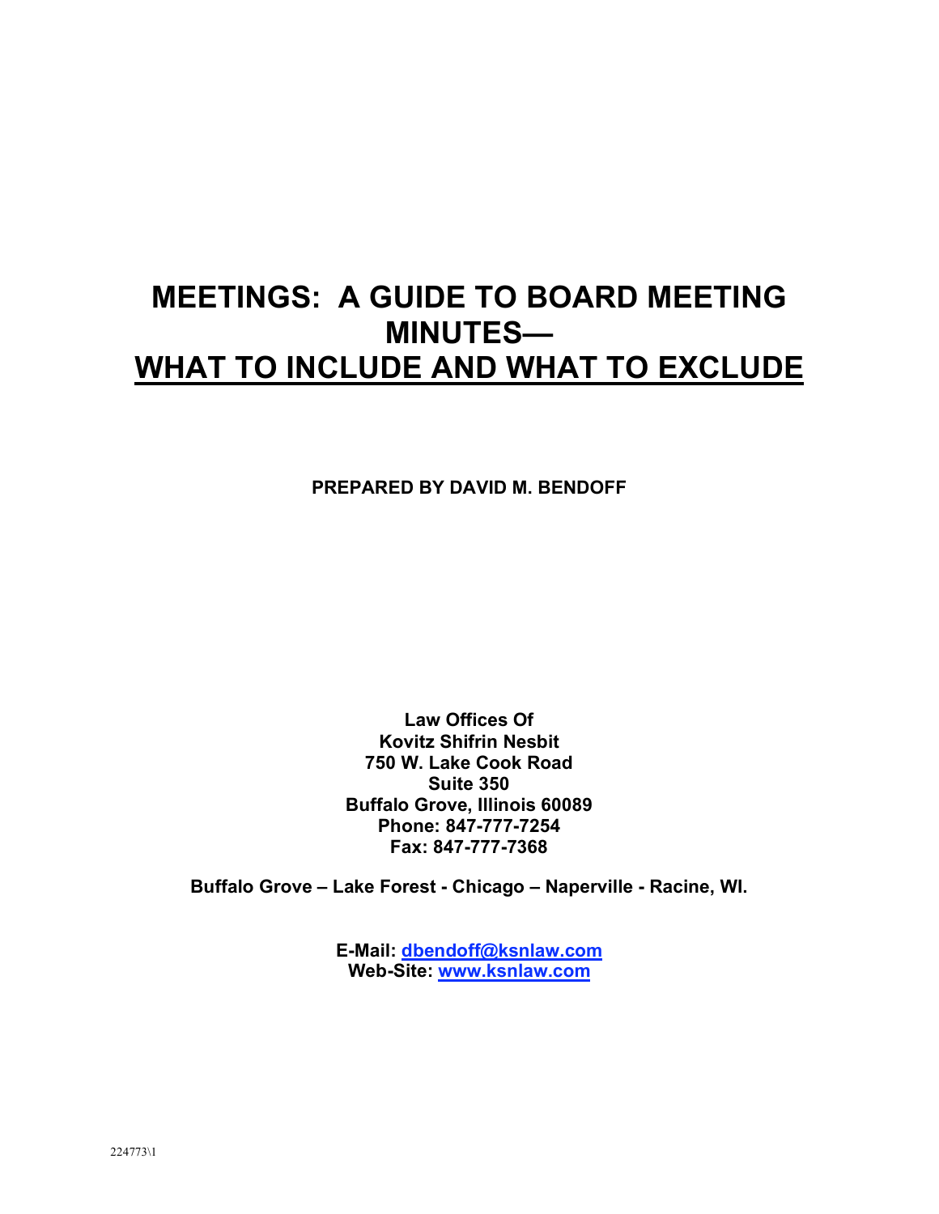# MEETINGS: A GUIDE TO BOARD MEETING MINUTES—
# WHAT TO INCLUDE AND WHAT TO EXCLUDE

**PREPARED BY DAVID M. BENDOFF**

**Law Offices Of**
**Kovitz Shifrin Nesbit**
**750 W. Lake Cook Road**
**Suite 350**
**Buffalo Grove, Illinois 60089**
**Phone: 847-777-7254**
**Fax: 847-777-7368**

**Buffalo Grove – Lake Forest - Chicago – Naperville - Racine, WI.**

**E-Mail: dbendoff@ksnlaw.com**
**Web-Site: www.ksnlaw.com**

224773\1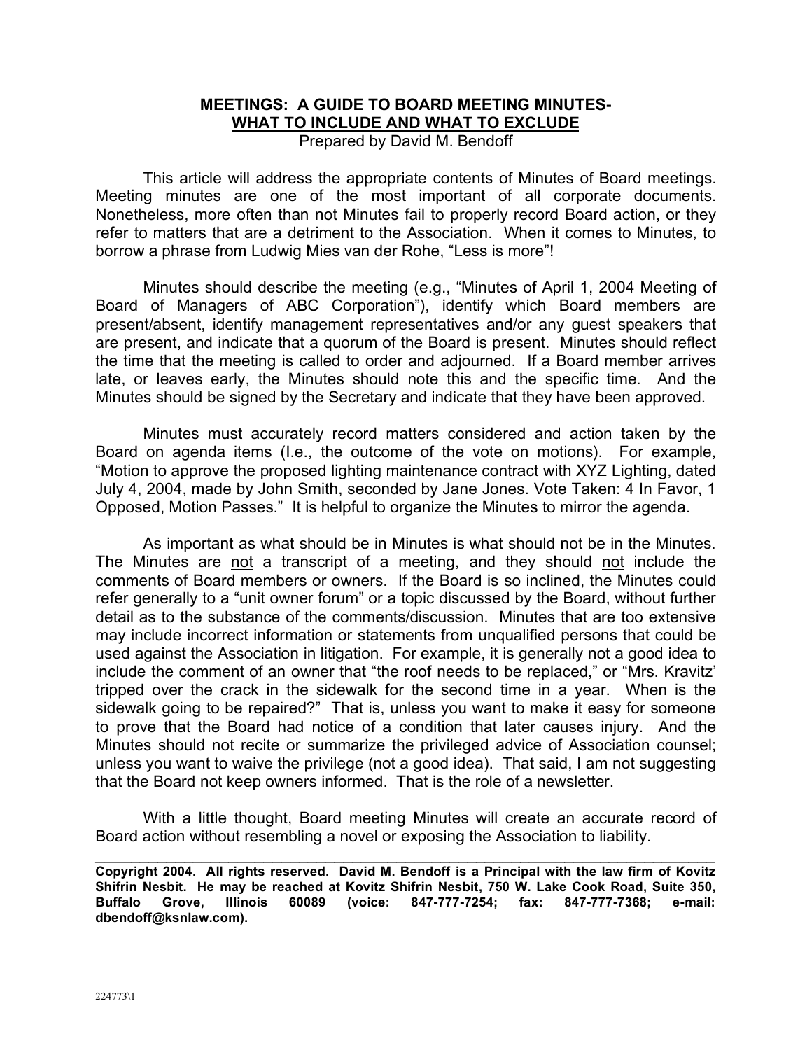# MEETINGS: A GUIDE TO BOARD MEETING MINUTES- WHAT TO INCLUDE AND WHAT TO EXCLUDE

Prepared by David M. Bendoff

This article will address the appropriate contents of Minutes of Board meetings. Meeting minutes are one of the most important of all corporate documents. Nonetheless, more often than not Minutes fail to properly record Board action, or they refer to matters that are a detriment to the Association. When it comes to Minutes, to borrow a phrase from Ludwig Mies van der Rohe, "Less is more"!

Minutes should describe the meeting (e.g., "Minutes of April 1, 2004 Meeting of Board of Managers of ABC Corporation"), identify which Board members are present/absent, identify management representatives and/or any guest speakers that are present, and indicate that a quorum of the Board is present. Minutes should reflect the time that the meeting is called to order and adjourned. If a Board member arrives late, or leaves early, the Minutes should note this and the specific time. And the Minutes should be signed by the Secretary and indicate that they have been approved.

Minutes must accurately record matters considered and action taken by the Board on agenda items (I.e., the outcome of the vote on motions). For example, "Motion to approve the proposed lighting maintenance contract with XYZ Lighting, dated July 4, 2004, made by John Smith, seconded by Jane Jones. Vote Taken: 4 In Favor, 1 Opposed, Motion Passes." It is helpful to organize the Minutes to mirror the agenda.

As important as what should be in Minutes is what should not be in the Minutes. The Minutes are <u>not</u> a transcript of a meeting, and they should <u>not</u> include the comments of Board members or owners. If the Board is so inclined, the Minutes could refer generally to a "unit owner forum" or a topic discussed by the Board, without further detail as to the substance of the comments/discussion. Minutes that are too extensive may include incorrect information or statements from unqualified persons that could be used against the Association in litigation. For example, it is generally not a good idea to include the comment of an owner that "the roof needs to be replaced," or "Mrs. Kravitz' tripped over the crack in the sidewalk for the second time in a year. When is the sidewalk going to be repaired?" That is, unless you want to make it easy for someone to prove that the Board had notice of a condition that later causes injury. And the Minutes should not recite or summarize the privileged advice of Association counsel; unless you want to waive the privilege (not a good idea). That said, I am not suggesting that the Board not keep owners informed. That is the role of a newsletter.

With a little thought, Board meeting Minutes will create an accurate record of Board action without resembling a novel or exposing the Association to liability.

---

**Copyright 2004. All rights reserved. David M. Bendoff is a Principal with the law firm of Kovitz Shifrin Nesbit. He may be reached at Kovitz Shifrin Nesbit, 750 W. Lake Cook Road, Suite 350, Buffalo Grove, Illinois 60089 (voice: 847-777-7254; fax: 847-777-7368; e-mail: dbendoff@ksnlaw.com).**

224773\1